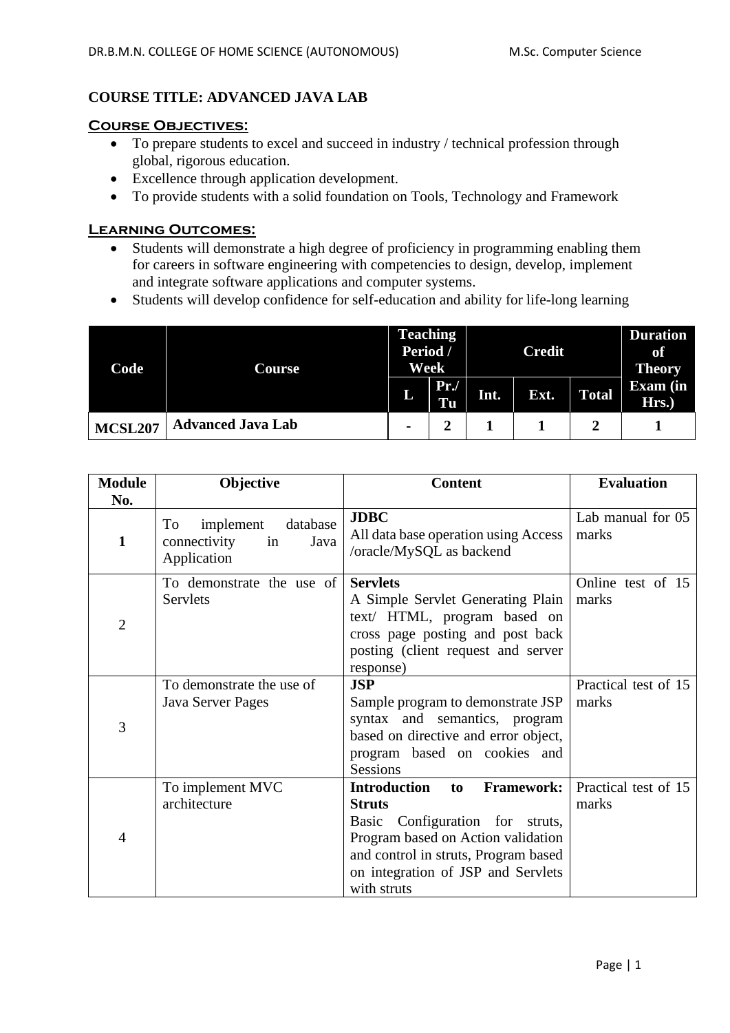**COURSE TITLE: ADVANCED JAVA LAB**

**Course Objectives:**

- To prepare students to excel and succeed in industry / technical profession through global, rigorous education.
- Excellence through application development.
- To provide students with a solid foundation on Tools, Technology and Framework

**Learning Outcomes:**

- Students will demonstrate a high degree of proficiency in programming enabling them for careers in software engineering with competencies to design, develop, implement and integrate software applications and computer systems.
- Students will develop confidence for self-education and ability for life-long learning

| Code | Course | Teaching Period / Week | | Credit | | | Duration of Theory Exam (in Hrs.) |
|---|---|---|---|---|---|---|---|
| | | L | Pr./ Tu | Int. | Ext. | Total | |
| MCSL207 | Advanced Java Lab | - | 2 | 1 | 1 | 2 | 1 |

| Module No. | Objective | Content | Evaluation |
|---|---|---|---|
| 1 | To implement database connectivity in Java Application | **JDBC** All data base operation using Access /oracle/MySQL as backend | Lab manual for 05 marks |
| 2 | To demonstrate the use of Servlets | **Servlets** A Simple Servlet Generating Plain text/ HTML, program based on cross page posting and post back posting (client request and server response) | Online test of 15 marks |
| 3 | To demonstrate the use of Java Server Pages | **JSP** Sample program to demonstrate JSP syntax and semantics, program based on directive and error object, program based on cookies and Sessions | Practical test of 15 marks |
| 4 | To implement MVC architecture | **Introduction to Framework: Struts** Basic Configuration for struts, Program based on Action validation and control in struts, Program based on integration of JSP and Servlets with struts | Practical test of 15 marks |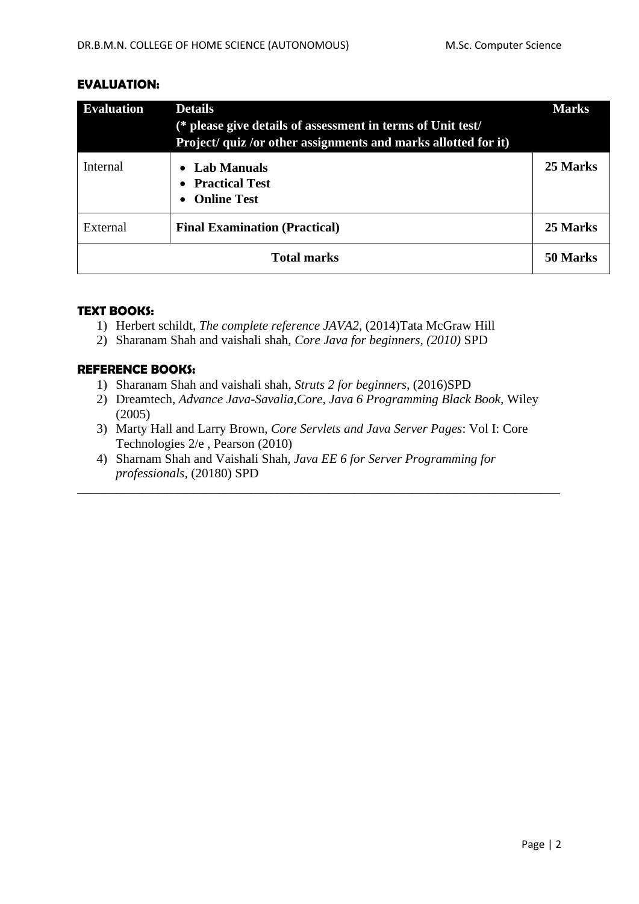## EVALUATION:

| Evaluation | Details<br>(* please give details of assessment in terms of Unit test/ Project/ quiz /or other assignments and marks allotted for it) | Marks |
|---|---|---|
| Internal | • **Lab Manuals**<br>• **Practical Test**<br>• **Online Test** | **25 Marks** |
| External | **Final Examination (Practical)** | **25 Marks** |
| **Total marks** | | **50 Marks** |

## TEXT BOOKS:

1) Herbert schildt, *The complete reference JAVA2*, (2014)Tata McGraw Hill
2) Sharanam Shah and vaishali shah, *Core Java for beginners, (2010)* SPD

## REFERENCE BOOKS:

1) Sharanam Shah and vaishali shah, *Struts 2 for beginners*, (2016)SPD
2) Dreamtech, *Advance Java-Savalia,Core, Java 6 Programming Black Book,* Wiley (2005)
3) Marty Hall and Larry Brown, *Core Servlets and Java Server Pages*: Vol I: Core Technologies 2/e , Pearson (2010)
4) Sharnam Shah and Vaishali Shah, *Java EE 6 for Server Programming for professionals,* (20180) SPD

---